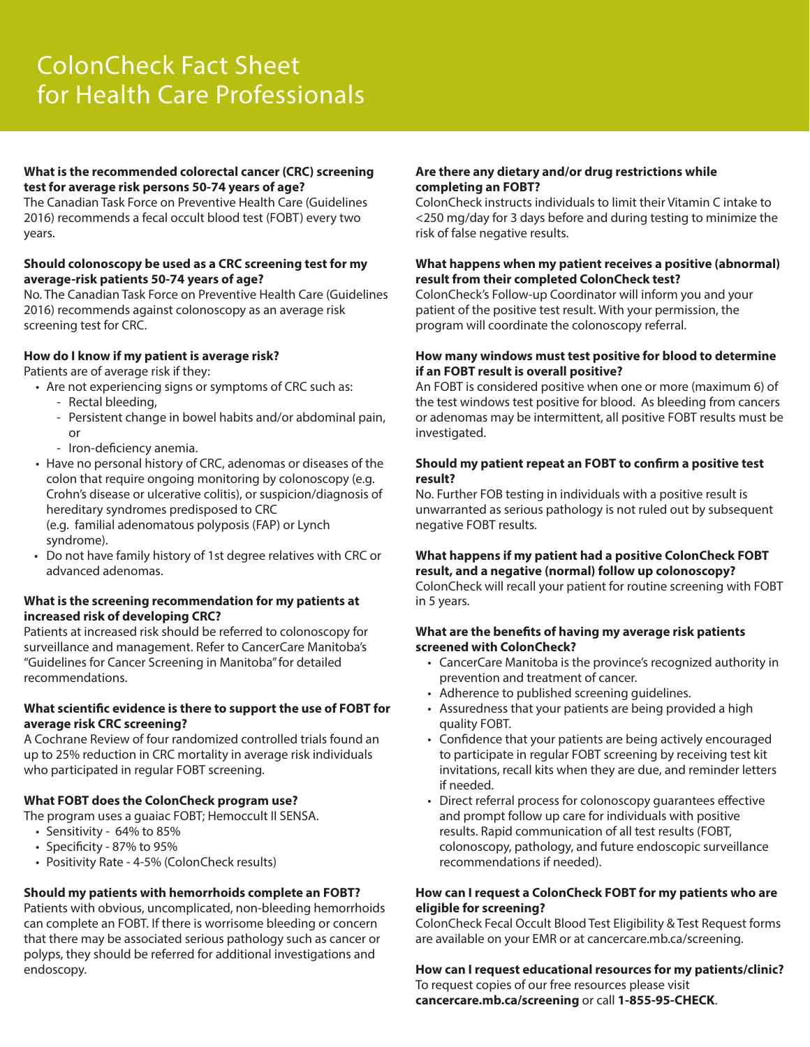# ColonCheck Fact Sheet for Health Care Professionals

**What is the recommended colorectal cancer (CRC) screening test for average risk persons 50-74 years of age?**

The Canadian Task Force on Preventive Health Care (Guidelines 2016) recommends a fecal occult blood test (FOBT) every two years.

**Should colonoscopy be used as a CRC screening test for my average-risk patients 50-74 years of age?**

No. The Canadian Task Force on Preventive Health Care (Guidelines 2016) recommends against colonoscopy as an average risk screening test for CRC.

**How do I know if my patient is average risk?**

Patients are of average risk if they:

- Are not experiencing signs or symptoms of CRC such as:
  - Rectal bleeding,
  - Persistent change in bowel habits and/or abdominal pain, or
  - Iron-deficiency anemia.
- Have no personal history of CRC, adenomas or diseases of the colon that require ongoing monitoring by colonoscopy (e.g. Crohn's disease or ulcerative colitis), or suspicion/diagnosis of hereditary syndromes predisposed to CRC (e.g. familial adenomatous polyposis (FAP) or Lynch syndrome).
- Do not have family history of 1st degree relatives with CRC or advanced adenomas.

**What is the screening recommendation for my patients at increased risk of developing CRC?**

Patients at increased risk should be referred to colonoscopy for surveillance and management. Refer to CancerCare Manitoba's "Guidelines for Cancer Screening in Manitoba" for detailed recommendations.

**What scientific evidence is there to support the use of FOBT for average risk CRC screening?**

A Cochrane Review of four randomized controlled trials found an up to 25% reduction in CRC mortality in average risk individuals who participated in regular FOBT screening.

**What FOBT does the ColonCheck program use?**

The program uses a guaiac FOBT; Hemoccult II SENSA.

- Sensitivity - 64% to 85%
- Specificity - 87% to 95%
- Positivity Rate - 4-5% (ColonCheck results)

**Should my patients with hemorrhoids complete an FOBT?**

Patients with obvious, uncomplicated, non-bleeding hemorrhoids can complete an FOBT. If there is worrisome bleeding or concern that there may be associated serious pathology such as cancer or polyps, they should be referred for additional investigations and endoscopy.

**Are there any dietary and/or drug restrictions while completing an FOBT?**

ColonCheck instructs individuals to limit their Vitamin C intake to <250 mg/day for 3 days before and during testing to minimize the risk of false negative results.

**What happens when my patient receives a positive (abnormal) result from their completed ColonCheck test?**

ColonCheck's Follow-up Coordinator will inform you and your patient of the positive test result. With your permission, the program will coordinate the colonoscopy referral.

**How many windows must test positive for blood to determine if an FOBT result is overall positive?**

An FOBT is considered positive when one or more (maximum 6) of the test windows test positive for blood. As bleeding from cancers or adenomas may be intermittent, all positive FOBT results must be investigated.

**Should my patient repeat an FOBT to confirm a positive test result?**

No. Further FOB testing in individuals with a positive result is unwarranted as serious pathology is not ruled out by subsequent negative FOBT results.

**What happens if my patient had a positive ColonCheck FOBT result, and a negative (normal) follow up colonoscopy?**

ColonCheck will recall your patient for routine screening with FOBT in 5 years.

**What are the benefits of having my average risk patients screened with ColonCheck?**

- CancerCare Manitoba is the province's recognized authority in prevention and treatment of cancer.
- Adherence to published screening guidelines.
- Assuredness that your patients are being provided a high quality FOBT.
- Confidence that your patients are being actively encouraged to participate in regular FOBT screening by receiving test kit invitations, recall kits when they are due, and reminder letters if needed.
- Direct referral process for colonoscopy guarantees effective and prompt follow up care for individuals with positive results. Rapid communication of all test results (FOBT, colonoscopy, pathology, and future endoscopic surveillance recommendations if needed).

**How can I request a ColonCheck FOBT for my patients who are eligible for screening?**

ColonCheck Fecal Occult Blood Test Eligibility & Test Request forms are available on your EMR or at cancercare.mb.ca/screening.

**How can I request educational resources for my patients/clinic?**

To request copies of our free resources please visit **cancercare.mb.ca/screening** or call **1-855-95-CHECK**.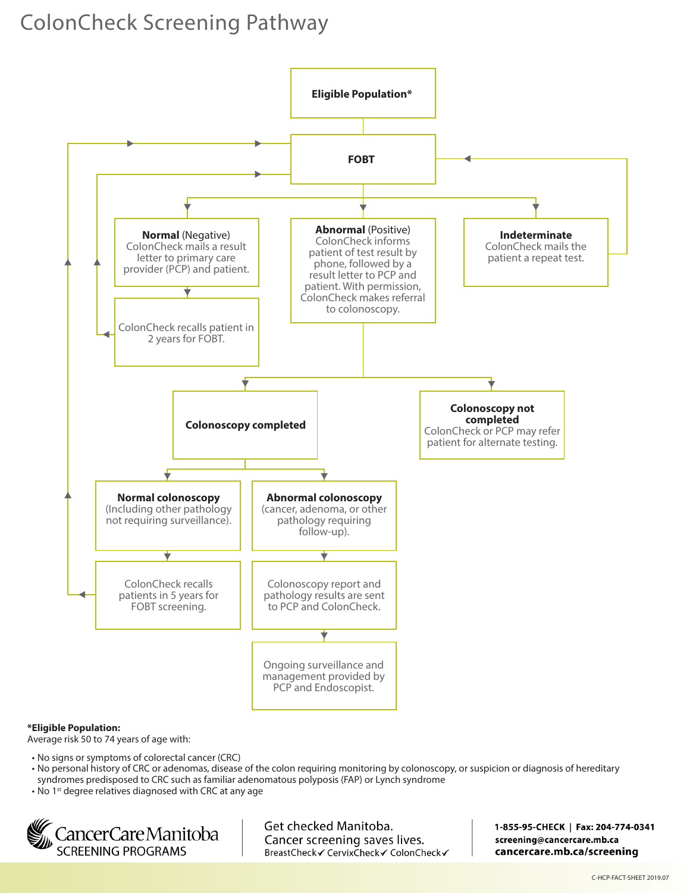# ColonCheck Screening Pathway

**Eligible Population***

**FOBT**

**Normal** (Negative)
ColonCheck mails a result letter to primary care provider (PCP) and patient.

ColonCheck recalls patient in 2 years for FOBT.

**Abnormal** (Positive)
ColonCheck informs patient of test result by phone, followed by a result letter to PCP and patient. With permission, ColonCheck makes referral to colonoscopy.

**Indeterminate**
ColonCheck mails the patient a repeat test.

**Colonoscopy completed**

**Colonoscopy not completed**
ColonCheck or PCP may refer patient for alternate testing.

**Normal colonoscopy**
(Including other pathology not requiring surveillance).

ColonCheck recalls patients in 5 years for FOBT screening.

**Abnormal colonoscopy**
(cancer, adenoma, or other pathology requiring follow-up).

Colonoscopy report and pathology results are sent to PCP and ColonCheck.

Ongoing surveillance and management provided by PCP and Endoscopist.

**\*Eligible Population:**
Average risk 50 to 74 years of age with:

- No signs or symptoms of colorectal cancer (CRC)
- No personal history of CRC or adenomas, disease of the colon requiring monitoring by colonoscopy, or suspicion or diagnosis of hereditary syndromes predisposed to CRC such as familiar adenomatous polyposis (FAP) or Lynch syndrome
- No 1st degree relatives diagnosed with CRC at any age

CancerCare Manitoba SCREENING PROGRAMS

Get checked Manitoba.
Cancer screening saves lives.
BreastCheck✓ CervixCheck✓ ColonCheck✓

**1-855-95-CHECK | Fax: 204-774-0341**
**screening@cancercare.mb.ca**
**cancercare.mb.ca/screening**

C-HCP-FACT-SHEET 2019.07